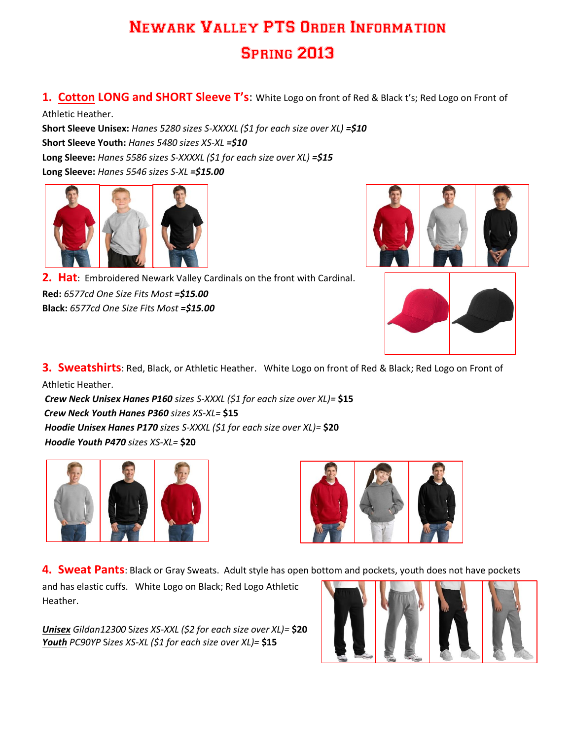# Newark Valley PTS Order Information

## Spring 2013

## 1. Cotton LONG and SHORT Sleeve T's: White Logo on front of Red & Black t's; Red Logo on Front of Athletic Heather.

**Short Sleeve Unisex:** *Hanes 5280 sizes S-XXXXL ($1 for each size over XL)* ***=$10***
**Short Sleeve Youth:** *Hanes 5480 sizes XS-XL* ***=$10***
**Long Sleeve:** *Hanes 5586 sizes S-XXXXL ($1 for each size over XL)* ***=$15***
**Long Sleeve:** *Hanes 5546 sizes S-XL* ***=$15.00***

## 2. Hat: Embroidered Newark Valley Cardinals on the front with Cardinal.

**Red:** *6577cd One Size Fits Most* ***=$15.00***
**Black:** *6577cd One Size Fits Most* ***=$15.00***

## 3. Sweatshirts: Red, Black, or Athletic Heather. White Logo on front of Red & Black; Red Logo on Front of Athletic Heather.

***Crew Neck Unisex Hanes P160*** *sizes S-XXXL ($1 for each size over XL)=* **$15**
***Crew Neck Youth Hanes P360*** *sizes XS-XL=* **$15**
***Hoodie Unisex Hanes P170*** *sizes S-XXXL ($1 for each size over XL)=* **$20**
***Hoodie Youth P470*** *sizes XS-XL=* **$20**

## 4. Sweat Pants: Black or Gray Sweats. Adult style has open bottom and pockets, youth does not have pockets and has elastic cuffs. White Logo on Black; Red Logo Athletic Heather.

***Unisex*** *Gildan12300* Sizes *XS-XXL ($2 for each size over XL)=* **$20**
***Youth*** *PC90YP* Sizes *XS-XL ($1 for each size over XL)=* **$15**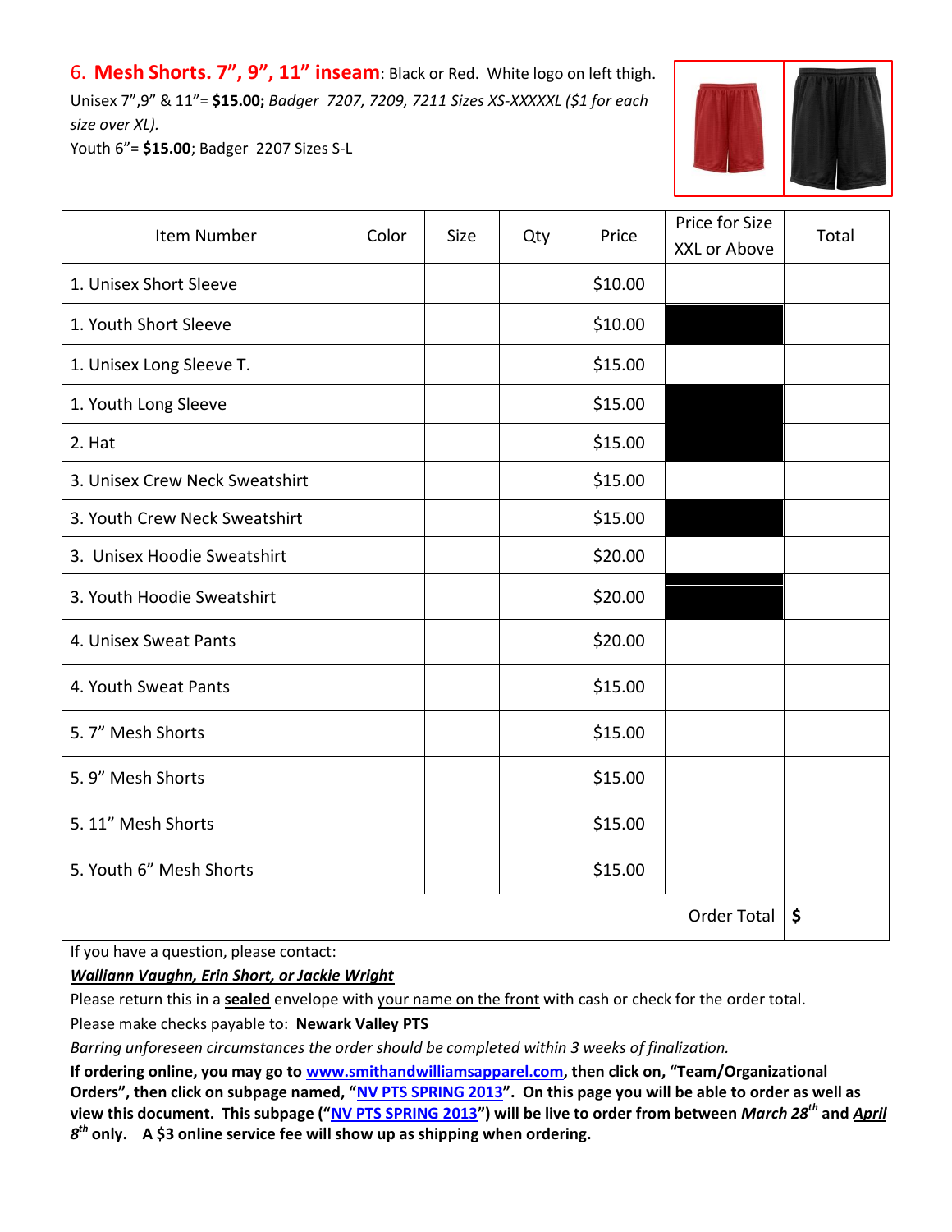6. **Mesh Shorts. 7", 9", 11" inseam**: Black or Red. White logo on left thigh.
Unisex 7",9" & 11"= **$15.00;** *Badger 7207, 7209, 7211 Sizes XS-XXXXXL ($1 for each size over XL).*
Youth 6"= **$15.00**; Badger 2207 Sizes S-L

| Item Number | Color | Size | Qty | Price | Price for Size XXL or Above | Total |
|---|---|---|---|---|---|---|
| 1. Unisex Short Sleeve | | | | $10.00 | | |
| 1. Youth Short Sleeve | | | | $10.00 | | |
| 1. Unisex Long Sleeve T. | | | | $15.00 | | |
| 1. Youth Long Sleeve | | | | $15.00 | | |
| 2. Hat | | | | $15.00 | | |
| 3. Unisex Crew Neck Sweatshirt | | | | $15.00 | | |
| 3. Youth Crew Neck Sweatshirt | | | | $15.00 | | |
| 3. Unisex Hoodie Sweatshirt | | | | $20.00 | | |
| 3. Youth Hoodie Sweatshirt | | | | $20.00 | | |
| 4. Unisex Sweat Pants | | | | $20.00 | | |
| 4. Youth Sweat Pants | | | | $15.00 | | |
| 5. 7" Mesh Shorts | | | | $15.00 | | |
| 5. 9" Mesh Shorts | | | | $15.00 | | |
| 5. 11" Mesh Shorts | | | | $15.00 | | |
| 5. Youth 6" Mesh Shorts | | | | $15.00 | | |
| | | | | | Order Total | **$** |

If you have a question, please contact:
***Walliann Vaughn, Erin Short, or Jackie Wright***
Please return this in a **sealed** envelope with your name on the front with cash or check for the order total.
Please make checks payable to: **Newark Valley PTS**
*Barring unforeseen circumstances the order should be completed within 3 weeks of finalization.*
**If ordering online, you may go to www.smithandwilliamsapparel.com, then click on, "Team/Organizational Orders", then click on subpage named, "NV PTS SPRING 2013". On this page you will be able to order as well as view this document. This subpage ("NV PTS SPRING 2013") will be live to order from between *March 28th* and *April 8th* only. A $3 online service fee will show up as shipping when ordering.**